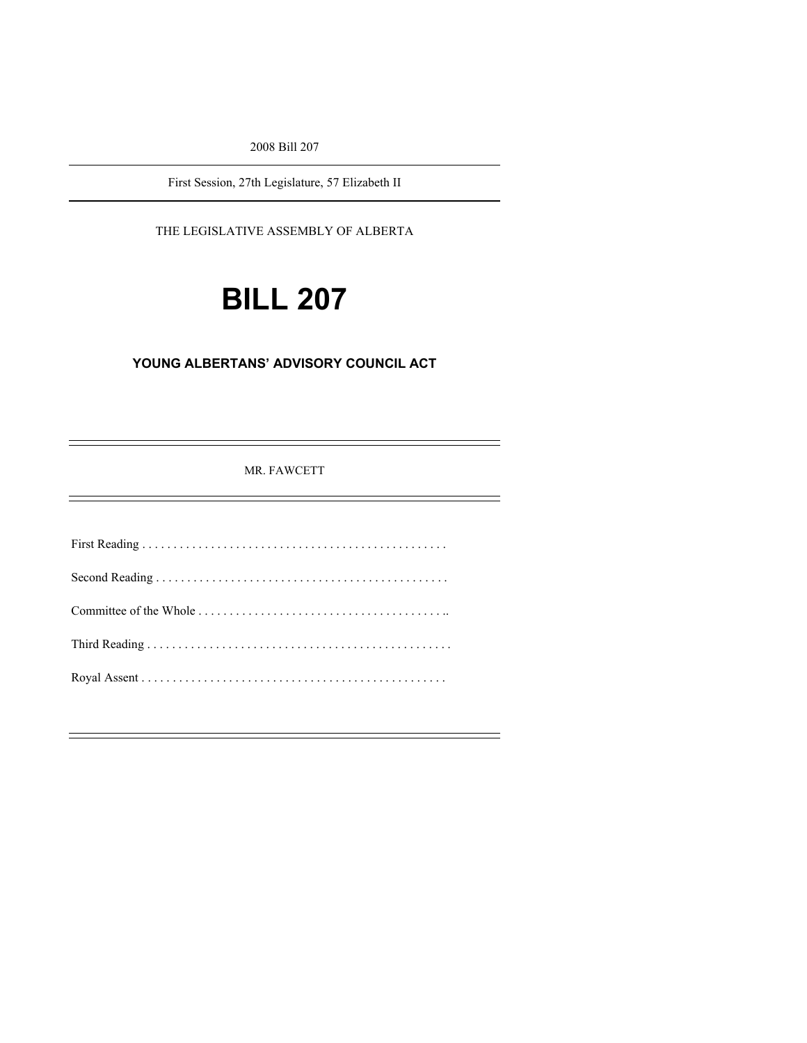2008 Bill 207

First Session, 27th Legislature, 57 Elizabeth II

THE LEGISLATIVE ASSEMBLY OF ALBERTA

# BILL 207

## YOUNG ALBERTANS' ADVISORY COUNCIL ACT

MR. FAWCETT

First Reading . . . . . . . . . . . . . . . . . . . . . . . . . . . . . . . . . . . . . . . . . . . . . . . . .

Second Reading . . . . . . . . . . . . . . . . . . . . . . . . . . . . . . . . . . . . . . . . . . . . . . .

Committee of the Whole . . . . . . . . . . . . . . . . . . . . . . . . . . . . . . . . . . . . . . . ..

Third Reading . . . . . . . . . . . . . . . . . . . . . . . . . . . . . . . . . . . . . . . . . . . . . . . . .

Royal Assent . . . . . . . . . . . . . . . . . . . . . . . . . . . . . . . . . . . . . . . . . . . . . . . . .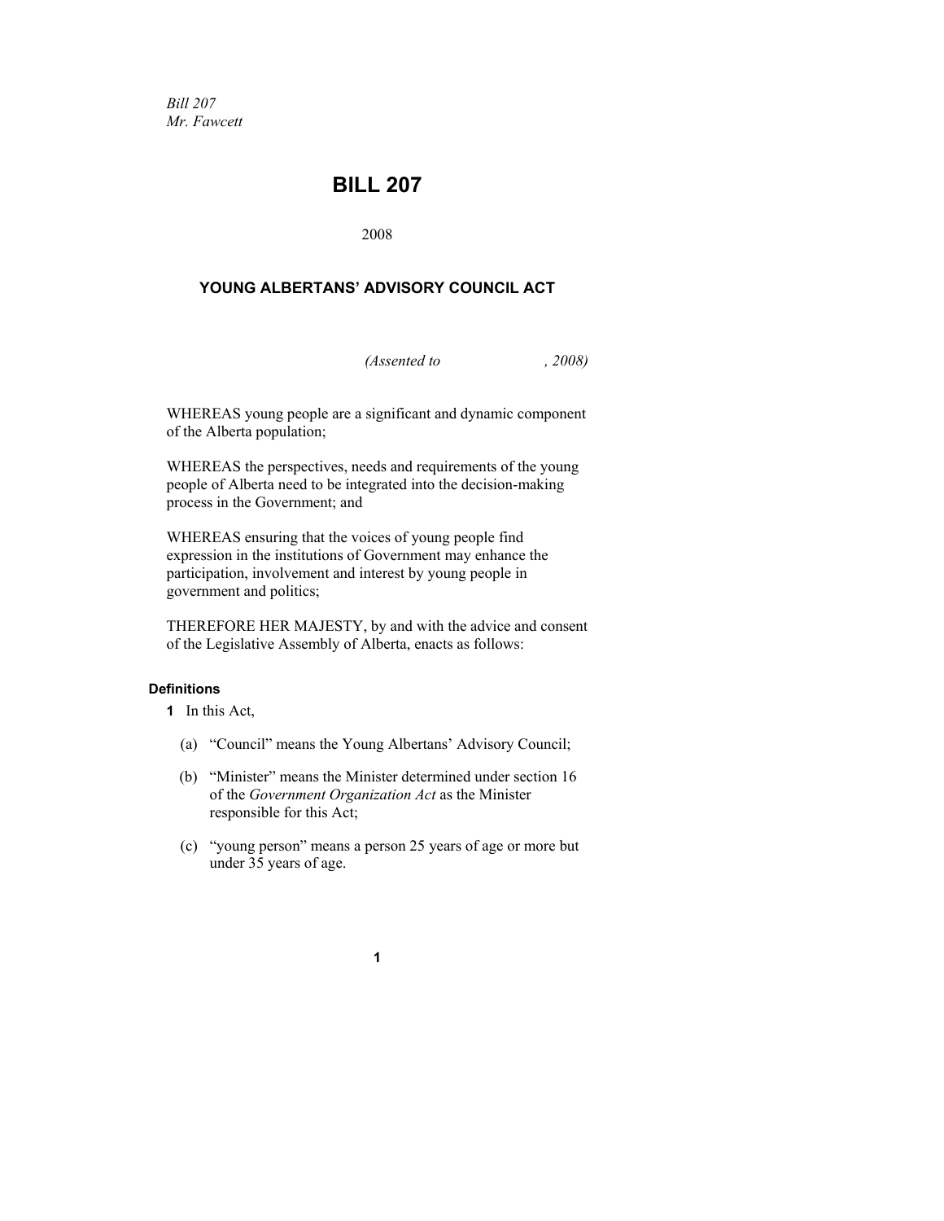*Bill 207*
*Mr. Fawcett*

# BILL 207

2008

## YOUNG ALBERTANS' ADVISORY COUNCIL ACT

*(Assented to , 2008)*

WHEREAS young people are a significant and dynamic component of the Alberta population;

WHEREAS the perspectives, needs and requirements of the young people of Alberta need to be integrated into the decision-making process in the Government; and

WHEREAS ensuring that the voices of young people find expression in the institutions of Government may enhance the participation, involvement and interest by young people in government and politics;

THEREFORE HER MAJESTY, by and with the advice and consent of the Legislative Assembly of Alberta, enacts as follows:

### Definitions

**1** In this Act,

(a) "Council" means the Young Albertans' Advisory Council;

(b) "Minister" means the Minister determined under section 16 of the *Government Organization Act* as the Minister responsible for this Act;

(c) "young person" means a person 25 years of age or more but under 35 years of age.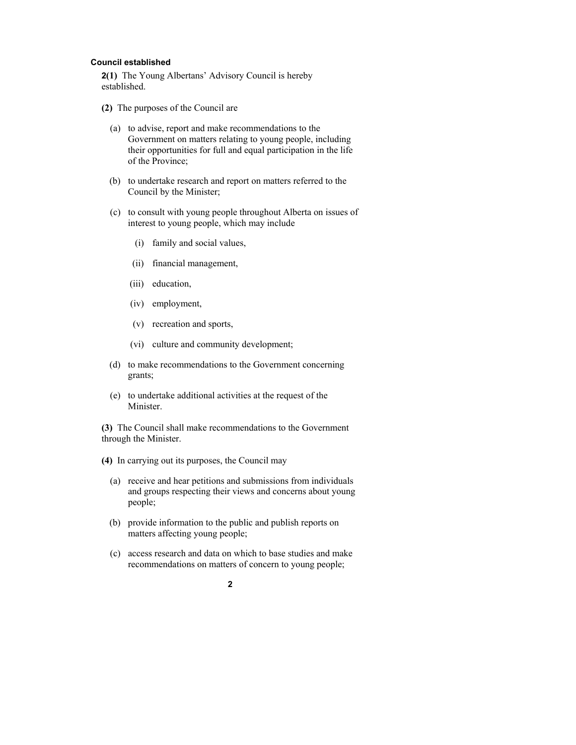**Council established**

**2(1)** The Young Albertans' Advisory Council is hereby established.

**(2)** The purposes of the Council are

(a) to advise, report and make recommendations to the Government on matters relating to young people, including their opportunities for full and equal participation in the life of the Province;

(b) to undertake research and report on matters referred to the Council by the Minister;

(c) to consult with young people throughout Alberta on issues of interest to young people, which may include

(i) family and social values,

(ii) financial management,

(iii) education,

(iv) employment,

(v) recreation and sports,

(vi) culture and community development;

(d) to make recommendations to the Government concerning grants;

(e) to undertake additional activities at the request of the Minister.

**(3)** The Council shall make recommendations to the Government through the Minister.

**(4)** In carrying out its purposes, the Council may

(a) receive and hear petitions and submissions from individuals and groups respecting their views and concerns about young people;

(b) provide information to the public and publish reports on matters affecting young people;

(c) access research and data on which to base studies and make recommendations on matters of concern to young people;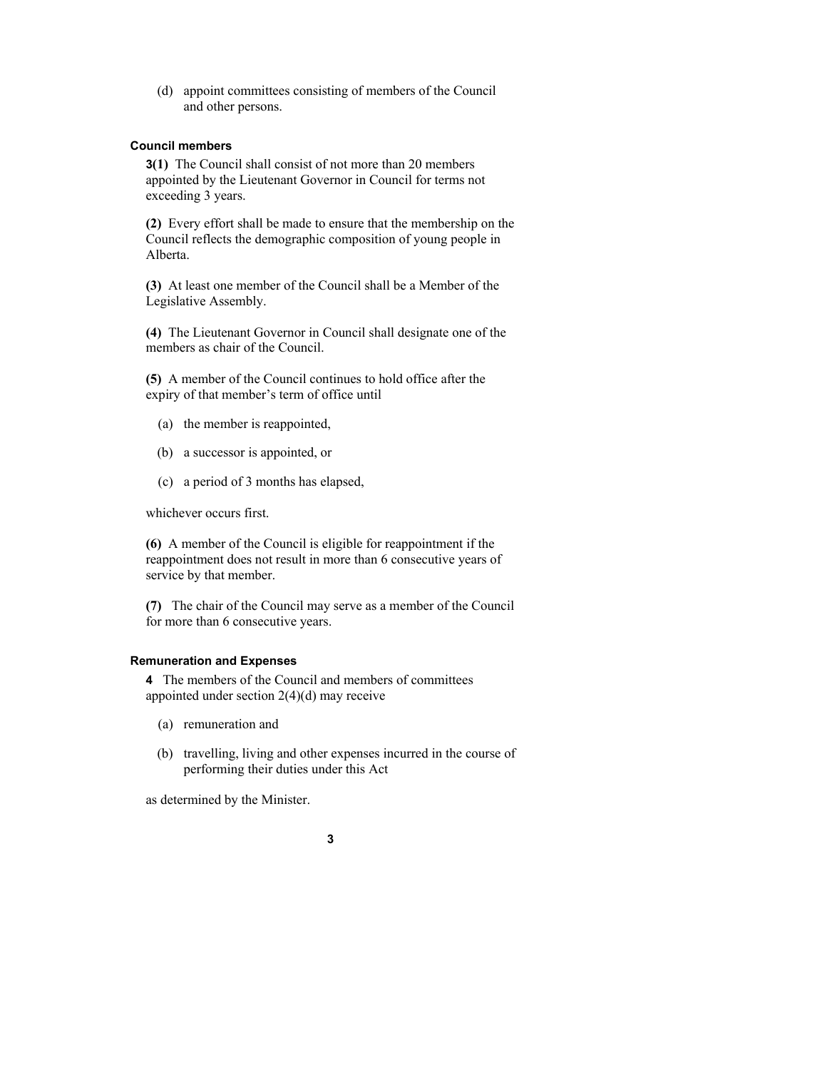(d) appoint committees consisting of members of the Council and other persons.

### Council members

**3(1)** The Council shall consist of not more than 20 members appointed by the Lieutenant Governor in Council for terms not exceeding 3 years.

**(2)** Every effort shall be made to ensure that the membership on the Council reflects the demographic composition of young people in Alberta.

**(3)** At least one member of the Council shall be a Member of the Legislative Assembly.

**(4)** The Lieutenant Governor in Council shall designate one of the members as chair of the Council.

**(5)** A member of the Council continues to hold office after the expiry of that member's term of office until

(a) the member is reappointed,

(b) a successor is appointed, or

(c) a period of 3 months has elapsed,

whichever occurs first.

**(6)** A member of the Council is eligible for reappointment if the reappointment does not result in more than 6 consecutive years of service by that member.

**(7)** The chair of the Council may serve as a member of the Council for more than 6 consecutive years.

### Remuneration and Expenses

**4** The members of the Council and members of committees appointed under section 2(4)(d) may receive

(a) remuneration and

(b) travelling, living and other expenses incurred in the course of performing their duties under this Act

as determined by the Minister.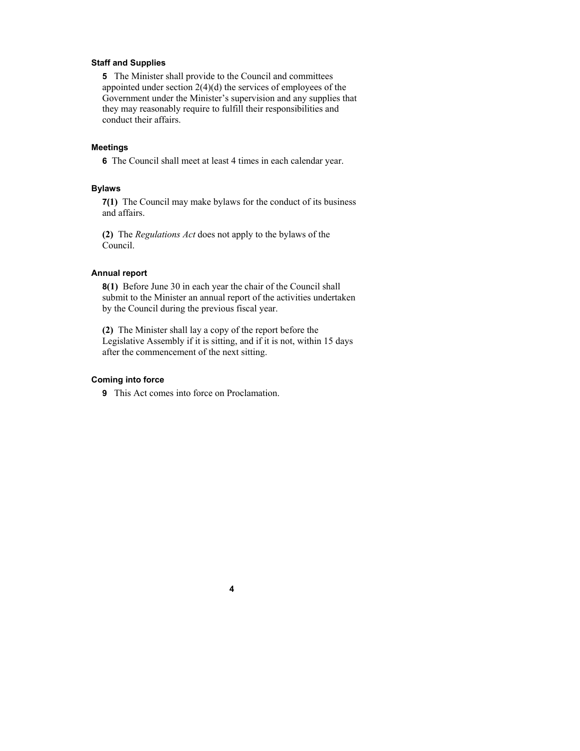### Staff and Supplies

**5** The Minister shall provide to the Council and committees appointed under section 2(4)(d) the services of employees of the Government under the Minister's supervision and any supplies that they may reasonably require to fulfill their responsibilities and conduct their affairs.

### Meetings

**6** The Council shall meet at least 4 times in each calendar year.

### Bylaws

**7(1)** The Council may make bylaws for the conduct of its business and affairs.

**(2)** The *Regulations Act* does not apply to the bylaws of the Council.

### Annual report

**8(1)** Before June 30 in each year the chair of the Council shall submit to the Minister an annual report of the activities undertaken by the Council during the previous fiscal year.

**(2)** The Minister shall lay a copy of the report before the Legislative Assembly if it is sitting, and if it is not, within 15 days after the commencement of the next sitting.

### Coming into force

**9** This Act comes into force on Proclamation.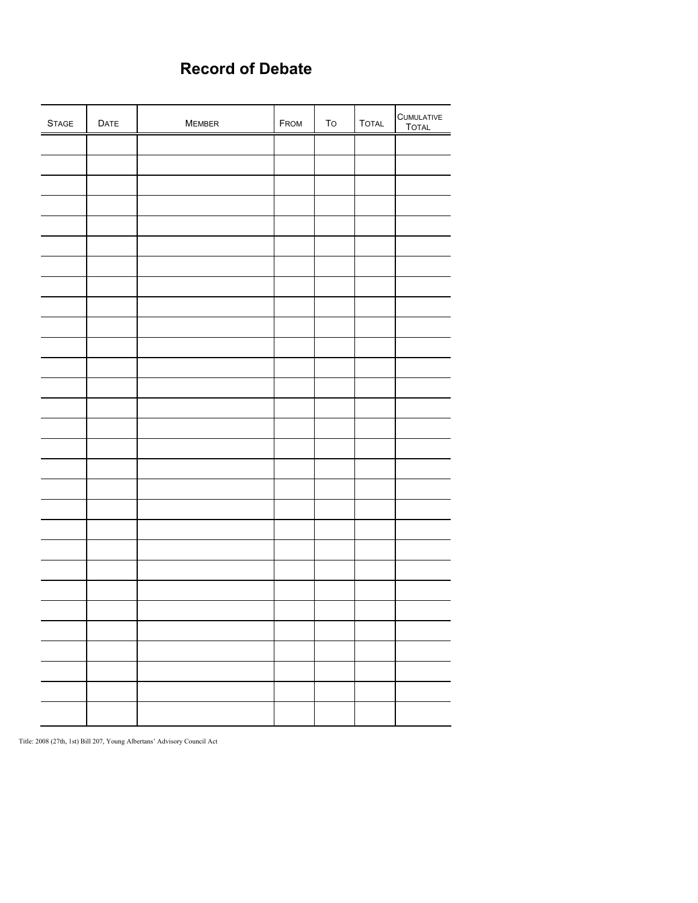## Record of Debate

| Stage | Date | Member | From | To | Total | Cumulative Total |
|---|---|---|---|---|---|---|
| | | | | | | |
| | | | | | | |
| | | | | | | |
| | | | | | | |
| | | | | | | |
| | | | | | | |
| | | | | | | |
| | | | | | | |
| | | | | | | |
| | | | | | | |
| | | | | | | |
| | | | | | | |
| | | | | | | |
| | | | | | | |
| | | | | | | |
| | | | | | | |
| | | | | | | |
| | | | | | | |
| | | | | | | |
| | | | | | | |
| | | | | | | |
| | | | | | | |
| | | | | | | |
| | | | | | | |
| | | | | | | |
| | | | | | | |
| | | | | | | |
| | | | | | | |
| | | | | | | |

Title: 2008 (27th, 1st) Bill 207, Young Albertans' Advisory Council Act